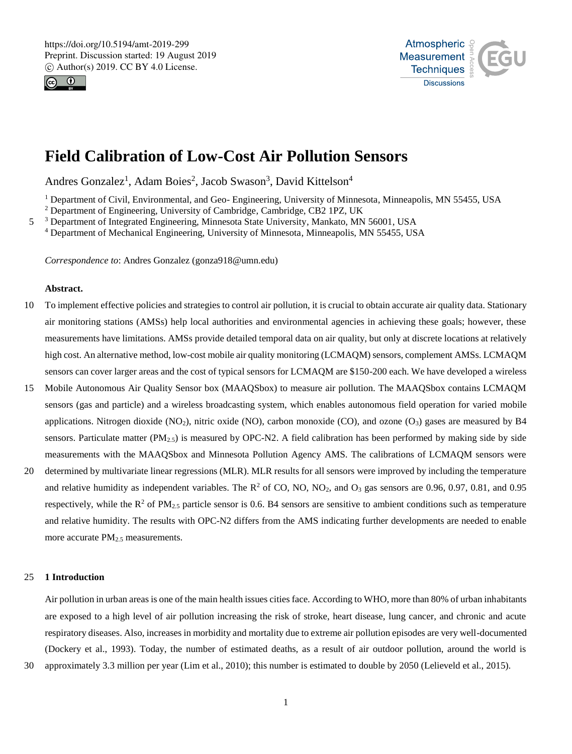# Field Calibration of Low-Cost Air Pollution Sensors

Andres Gonzalez[1], Adam Boies[2], Jacob Swason[3], David Kittelson[4]

[1] Department of Civil, Environmental, and Geo- Engineering, University of Minnesota, Minneapolis, MN 55455, USA
[2] Department of Engineering, University of Cambridge, Cambridge, CB2 1PZ, UK
[3] Department of Integrated Engineering, Minnesota State University, Mankato, MN 56001, USA
[4] Department of Mechanical Engineering, University of Minnesota, Minneapolis, MN 55455, USA

*Correspondence to*: Andres Gonzalez (gonza918@umn.edu)

**Abstract.**

To implement effective policies and strategies to control air pollution, it is crucial to obtain accurate air quality data. Stationary air monitoring stations (AMSs) help local authorities and environmental agencies in achieving these goals; however, these measurements have limitations. AMSs provide detailed temporal data on air quality, but only at discrete locations at relatively high cost. An alternative method, low-cost mobile air quality monitoring (LCMAQM) sensors, complement AMSs. LCMAQM sensors can cover larger areas and the cost of typical sensors for LCMAQM are \$150-200 each. We have developed a wireless Mobile Autonomous Air Quality Sensor box (MAAQSbox) to measure air pollution. The MAAQSbox contains LCMAQM sensors (gas and particle) and a wireless broadcasting system, which enables autonomous field operation for varied mobile applications. Nitrogen dioxide ($NO_2$), nitric oxide (NO), carbon monoxide (CO), and ozone ($O_3$) gases are measured by B4 sensors. Particulate matter ($PM_{2.5}$) is measured by OPC-N2. A field calibration has been performed by making side by side measurements with the MAAQSbox and Minnesota Pollution Agency AMS. The calibrations of LCMAQM sensors were determined by multivariate linear regressions (MLR). MLR results for all sensors were improved by including the temperature and relative humidity as independent variables. The $R^2$ of CO, NO, $NO_2$, and $O_3$ gas sensors are 0.96, 0.97, 0.81, and 0.95 respectively, while the $R^2$ of $PM_{2.5}$ particle sensor is 0.6. B4 sensors are sensitive to ambient conditions such as temperature and relative humidity. The results with OPC-N2 differs from the AMS indicating further developments are needed to enable more accurate $PM_{2.5}$ measurements.

## 1 Introduction

Air pollution in urban areas is one of the main health issues cities face. According to WHO, more than 80% of urban inhabitants are exposed to a high level of air pollution increasing the risk of stroke, heart disease, lung cancer, and chronic and acute respiratory diseases. Also, increases in morbidity and mortality due to extreme air pollution episodes are very well-documented (Dockery et al., 1993). Today, the number of estimated deaths, as a result of air outdoor pollution, around the world is approximately 3.3 million per year (Lim et al., 2010); this number is estimated to double by 2050 (Lelieveld et al., 2015).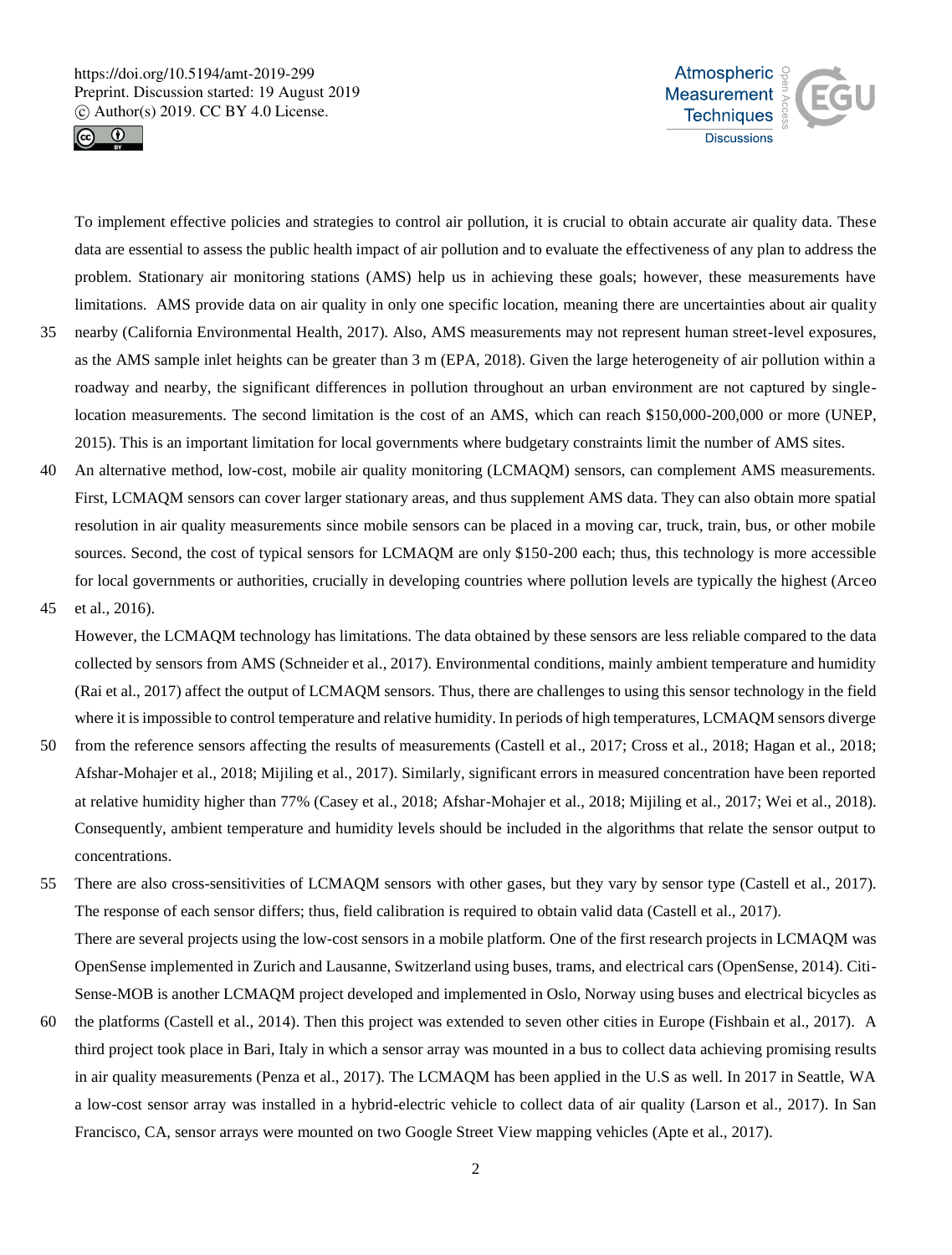To implement effective policies and strategies to control air pollution, it is crucial to obtain accurate air quality data. These data are essential to assess the public health impact of air pollution and to evaluate the effectiveness of any plan to address the problem. Stationary air monitoring stations (AMS) help us in achieving these goals; however, these measurements have limitations. AMS provide data on air quality in only one specific location, meaning there are uncertainties about air quality nearby (California Environmental Health, 2017). Also, AMS measurements may not represent human street-level exposures, as the AMS sample inlet heights can be greater than 3 m (EPA, 2018). Given the large heterogeneity of air pollution within a roadway and nearby, the significant differences in pollution throughout an urban environment are not captured by single-location measurements. The second limitation is the cost of an AMS, which can reach $150,000-200,000 or more (UNEP, 2015). This is an important limitation for local governments where budgetary constraints limit the number of AMS sites.

An alternative method, low-cost, mobile air quality monitoring (LCMAQM) sensors, can complement AMS measurements. First, LCMAQM sensors can cover larger stationary areas, and thus supplement AMS data. They can also obtain more spatial resolution in air quality measurements since mobile sensors can be placed in a moving car, truck, train, bus, or other mobile sources. Second, the cost of typical sensors for LCMAQM are only $150-200 each; thus, this technology is more accessible for local governments or authorities, crucially in developing countries where pollution levels are typically the highest (Arceo et al., 2016).

However, the LCMAQM technology has limitations. The data obtained by these sensors are less reliable compared to the data collected by sensors from AMS (Schneider et al., 2017). Environmental conditions, mainly ambient temperature and humidity (Rai et al., 2017) affect the output of LCMAQM sensors. Thus, there are challenges to using this sensor technology in the field where it is impossible to control temperature and relative humidity. In periods of high temperatures, LCMAQM sensors diverge from the reference sensors affecting the results of measurements (Castell et al., 2017; Cross et al., 2018; Hagan et al., 2018; Afshar-Mohajer et al., 2018; Mijiling et al., 2017). Similarly, significant errors in measured concentration have been reported at relative humidity higher than 77% (Casey et al., 2018; Afshar-Mohajer et al., 2018; Mijiling et al., 2017; Wei et al., 2018). Consequently, ambient temperature and humidity levels should be included in the algorithms that relate the sensor output to concentrations.

There are also cross-sensitivities of LCMAQM sensors with other gases, but they vary by sensor type (Castell et al., 2017). The response of each sensor differs; thus, field calibration is required to obtain valid data (Castell et al., 2017).

There are several projects using the low-cost sensors in a mobile platform. One of the first research projects in LCMAQM was OpenSense implemented in Zurich and Lausanne, Switzerland using buses, trams, and electrical cars (OpenSense, 2014). Citi-Sense-MOB is another LCMAQM project developed and implemented in Oslo, Norway using buses and electrical bicycles as the platforms (Castell et al., 2014). Then this project was extended to seven other cities in Europe (Fishbain et al., 2017). A third project took place in Bari, Italy in which a sensor array was mounted in a bus to collect data achieving promising results in air quality measurements (Penza et al., 2017). The LCMAQM has been applied in the U.S as well. In 2017 in Seattle, WA a low-cost sensor array was installed in a hybrid-electric vehicle to collect data of air quality (Larson et al., 2017). In San Francisco, CA, sensor arrays were mounted on two Google Street View mapping vehicles (Apte et al., 2017).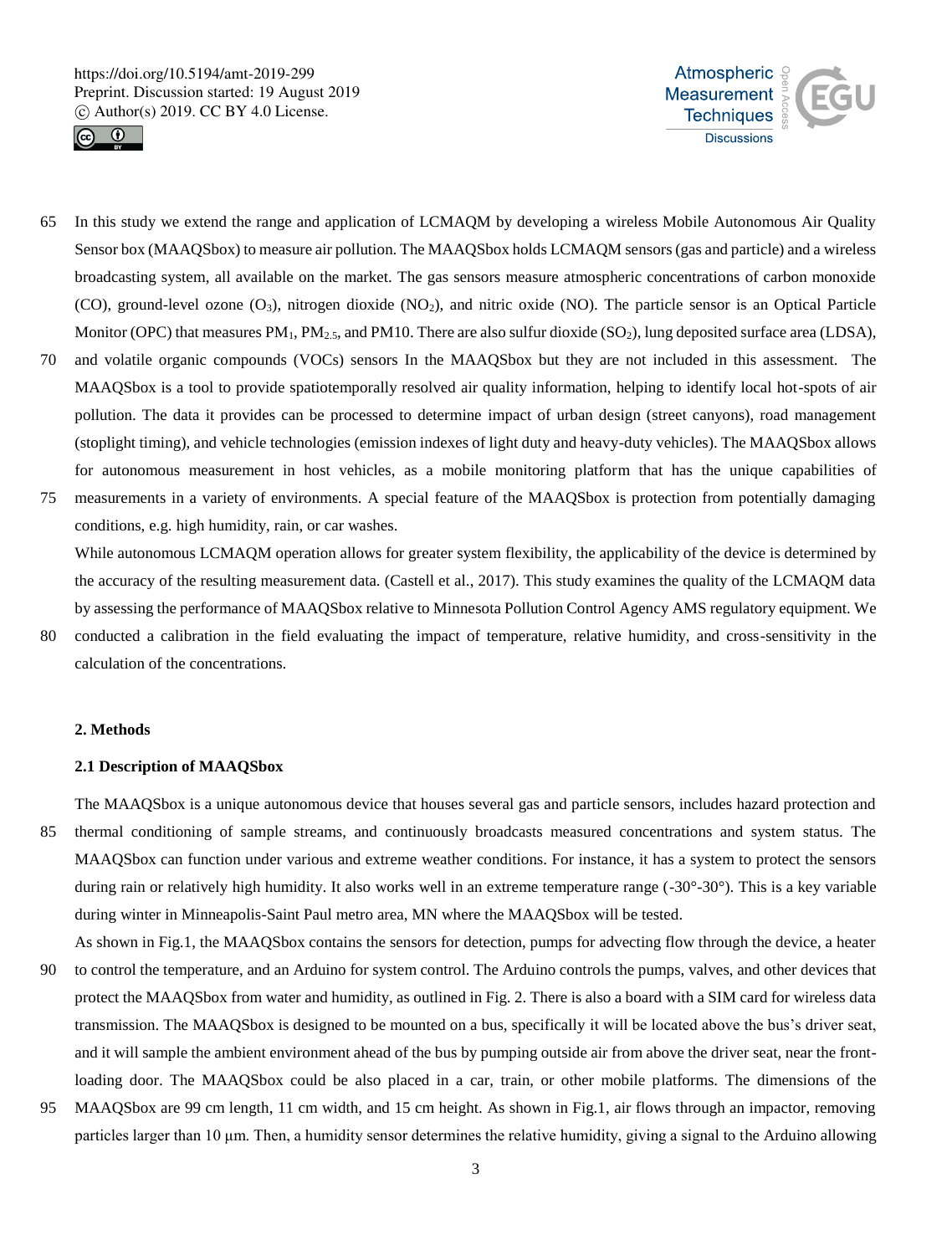In this study we extend the range and application of LCMAQM by developing a wireless Mobile Autonomous Air Quality Sensor box (MAAQSbox) to measure air pollution. The MAAQSbox holds LCMAQM sensors (gas and particle) and a wireless broadcasting system, all available on the market. The gas sensors measure atmospheric concentrations of carbon monoxide (CO), ground-level ozone ($O_3$), nitrogen dioxide ($NO_2$), and nitric oxide (NO). The particle sensor is an Optical Particle Monitor (OPC) that measures $PM_1$, $PM_{2.5}$, and PM10. There are also sulfur dioxide ($SO_2$), lung deposited surface area (LDSA), and volatile organic compounds (VOCs) sensors In the MAAQSbox but they are not included in this assessment. The MAAQSbox is a tool to provide spatiotemporally resolved air quality information, helping to identify local hot-spots of air pollution. The data it provides can be processed to determine impact of urban design (street canyons), road management (stoplight timing), and vehicle technologies (emission indexes of light duty and heavy-duty vehicles). The MAAQSbox allows for autonomous measurement in host vehicles, as a mobile monitoring platform that has the unique capabilities of measurements in a variety of environments. A special feature of the MAAQSbox is protection from potentially damaging conditions, e.g. high humidity, rain, or car washes.

While autonomous LCMAQM operation allows for greater system flexibility, the applicability of the device is determined by the accuracy of the resulting measurement data. (Castell et al., 2017). This study examines the quality of the LCMAQM data by assessing the performance of MAAQSbox relative to Minnesota Pollution Control Agency AMS regulatory equipment. We conducted a calibration in the field evaluating the impact of temperature, relative humidity, and cross-sensitivity in the calculation of the concentrations.

## 2. Methods

### 2.1 Description of MAAQSbox

The MAAQSbox is a unique autonomous device that houses several gas and particle sensors, includes hazard protection and thermal conditioning of sample streams, and continuously broadcasts measured concentrations and system status. The MAAQSbox can function under various and extreme weather conditions. For instance, it has a system to protect the sensors during rain or relatively high humidity. It also works well in an extreme temperature range (-30°-30°). This is a key variable during winter in Minneapolis-Saint Paul metro area, MN where the MAAQSbox will be tested.

As shown in Fig.1, the MAAQSbox contains the sensors for detection, pumps for advecting flow through the device, a heater to control the temperature, and an Arduino for system control. The Arduino controls the pumps, valves, and other devices that protect the MAAQSbox from water and humidity, as outlined in Fig. 2. There is also a board with a SIM card for wireless data transmission. The MAAQSbox is designed to be mounted on a bus, specifically it will be located above the bus's driver seat, and it will sample the ambient environment ahead of the bus by pumping outside air from above the driver seat, near the front-loading door. The MAAQSbox could be also placed in a car, train, or other mobile platforms. The dimensions of the MAAQSbox are 99 cm length, 11 cm width, and 15 cm height. As shown in Fig.1, air flows through an impactor, removing particles larger than 10 µm. Then, a humidity sensor determines the relative humidity, giving a signal to the Arduino allowing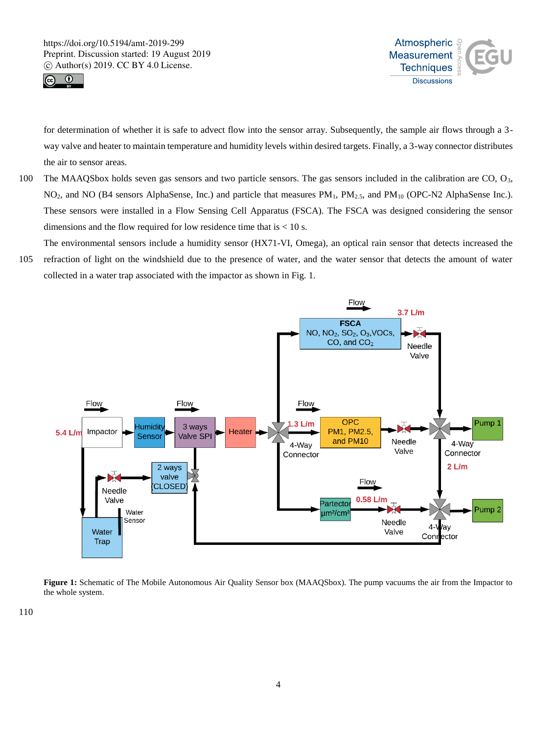for determination of whether it is safe to advect flow into the sensor array. Subsequently, the sample air flows through a 3-way valve and heater to maintain temperature and humidity levels within desired targets. Finally, a 3-way connector distributes the air to sensor areas.

The MAAQSbox holds seven gas sensors and two particle sensors. The gas sensors included in the calibration are CO, $O_3$, $NO_2$, and NO (B4 sensors AlphaSense, Inc.) and particle that measures $PM_1$, $PM_{2.5}$, and $PM_{10}$ (OPC-N2 AlphaSense Inc.). These sensors were installed in a Flow Sensing Cell Apparatus (FSCA). The FSCA was designed considering the sensor dimensions and the flow required for low residence time that is < 10 s.

The environmental sensors include a humidity sensor (HX71-VI, Omega), an optical rain sensor that detects increased the refraction of light on the windshield due to the presence of water, and the water sensor that detects the amount of water collected in a water trap associated with the impactor as shown in Fig. 1.

**Figure 1:** Schematic of The Mobile Autonomous Air Quality Sensor box (MAAQSbox). The pump vacuums the air from the Impactor to the whole system.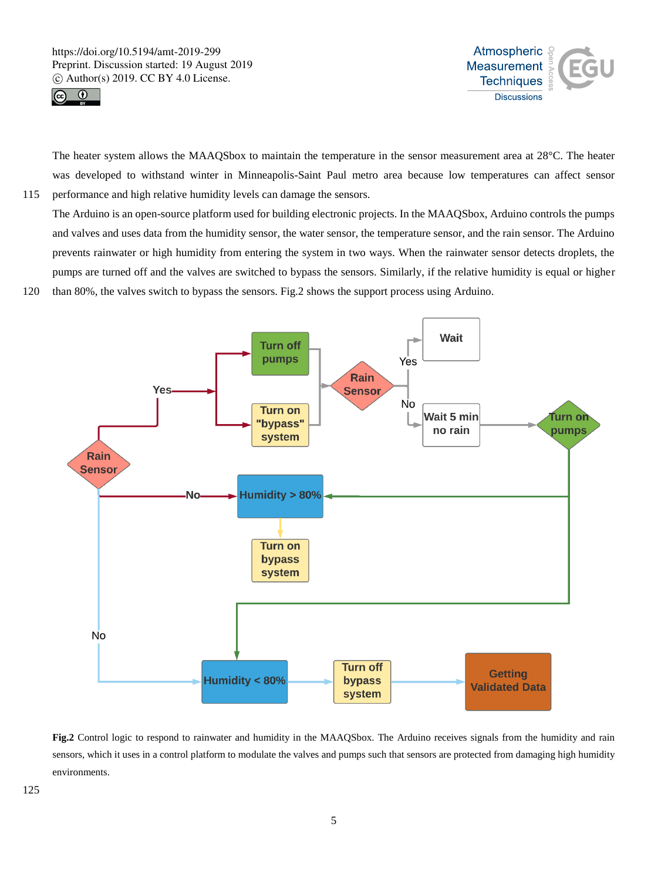The heater system allows the MAAQSbox to maintain the temperature in the sensor measurement area at 28°C. The heater was developed to withstand winter in Minneapolis-Saint Paul metro area because low temperatures can affect sensor performance and high relative humidity levels can damage the sensors.

The Arduino is an open-source platform used for building electronic projects. In the MAAQSbox, Arduino controls the pumps and valves and uses data from the humidity sensor, the water sensor, the temperature sensor, and the rain sensor. The Arduino prevents rainwater or high humidity from entering the system in two ways. When the rainwater sensor detects droplets, the pumps are turned off and the valves are switched to bypass the sensors. Similarly, if the relative humidity is equal or higher than 80%, the valves switch to bypass the sensors. Fig.2 shows the support process using Arduino.

**Fig.2** Control logic to respond to rainwater and humidity in the MAAQSbox. The Arduino receives signals from the humidity and rain sensors, which it uses in a control platform to modulate the valves and pumps such that sensors are protected from damaging high humidity environments.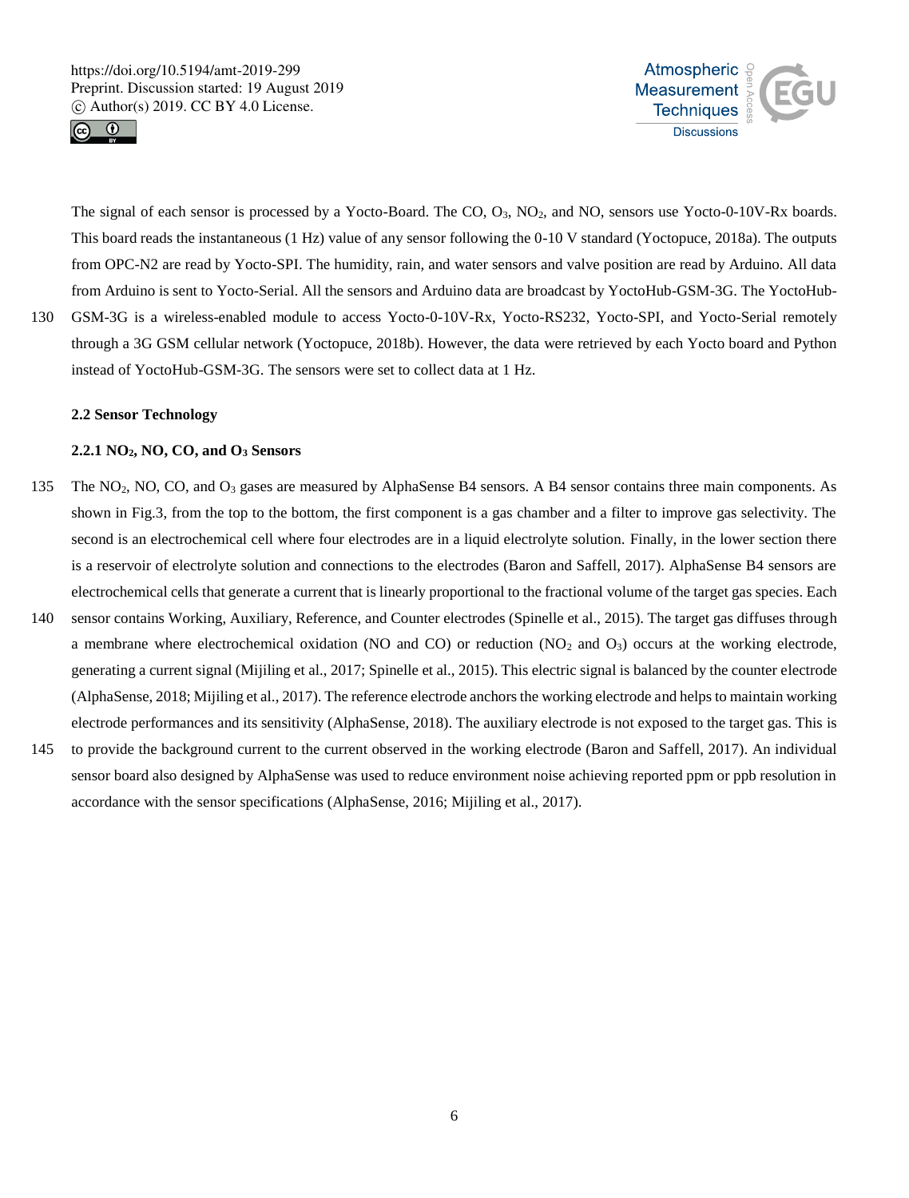The signal of each sensor is processed by a Yocto-Board. The CO, $O_3$, $NO_2$, and NO, sensors use Yocto-0-10V-Rx boards. This board reads the instantaneous (1 Hz) value of any sensor following the 0-10 V standard (Yoctopuce, 2018a). The outputs from OPC-N2 are read by Yocto-SPI. The humidity, rain, and water sensors and valve position are read by Arduino. All data from Arduino is sent to Yocto-Serial. All the sensors and Arduino data are broadcast by YoctoHub-GSM-3G. The YoctoHub-GSM-3G is a wireless-enabled module to access Yocto-0-10V-Rx, Yocto-RS232, Yocto-SPI, and Yocto-Serial remotely through a 3G GSM cellular network (Yoctopuce, 2018b). However, the data were retrieved by each Yocto board and Python instead of YoctoHub-GSM-3G. The sensors were set to collect data at 1 Hz.

### 2.2 Sensor Technology

#### 2.2.1 $NO_2$, NO, CO, and $O_3$ Sensors

The $NO_2$, NO, CO, and $O_3$ gases are measured by AlphaSense B4 sensors. A B4 sensor contains three main components. As shown in Fig.3, from the top to the bottom, the first component is a gas chamber and a filter to improve gas selectivity. The second is an electrochemical cell where four electrodes are in a liquid electrolyte solution. Finally, in the lower section there is a reservoir of electrolyte solution and connections to the electrodes (Baron and Saffell, 2017). AlphaSense B4 sensors are electrochemical cells that generate a current that is linearly proportional to the fractional volume of the target gas species. Each sensor contains Working, Auxiliary, Reference, and Counter electrodes (Spinelle et al., 2015). The target gas diffuses through a membrane where electrochemical oxidation (NO and CO) or reduction ($NO_2$ and $O_3$) occurs at the working electrode, generating a current signal (Mijiling et al., 2017; Spinelle et al., 2015). This electric signal is balanced by the counter electrode (AlphaSense, 2018; Mijiling et al., 2017). The reference electrode anchors the working electrode and helps to maintain working electrode performances and its sensitivity (AlphaSense, 2018). The auxiliary electrode is not exposed to the target gas. This is to provide the background current to the current observed in the working electrode (Baron and Saffell, 2017). An individual sensor board also designed by AlphaSense was used to reduce environment noise achieving reported ppm or ppb resolution in accordance with the sensor specifications (AlphaSense, 2016; Mijiling et al., 2017).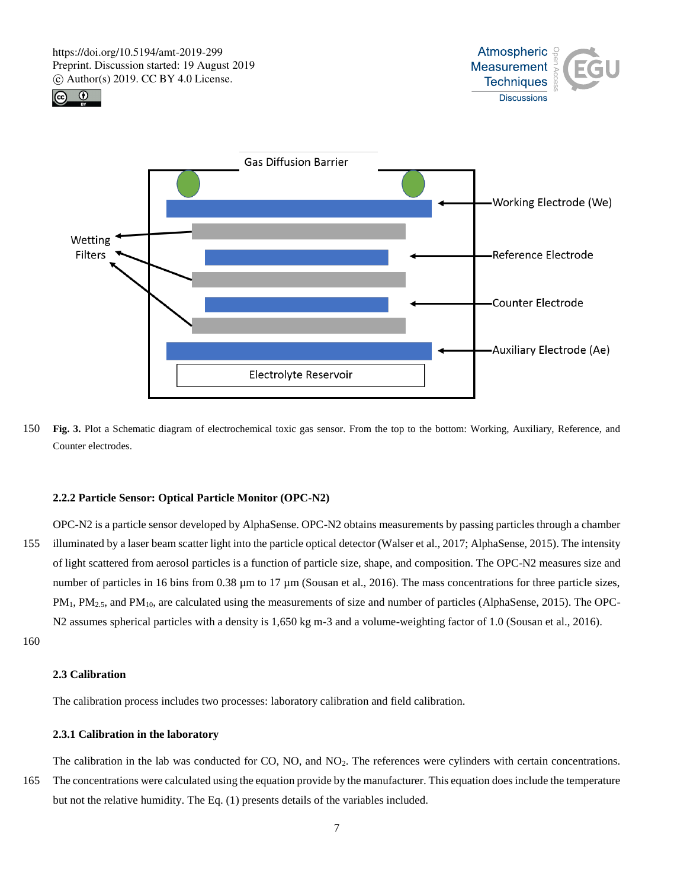**Fig. 3.** Plot a Schematic diagram of electrochemical toxic gas sensor. From the top to the bottom: Working, Auxiliary, Reference, and Counter electrodes.

#### 2.2.2 Particle Sensor: Optical Particle Monitor (OPC-N2)

OPC-N2 is a particle sensor developed by AlphaSense. OPC-N2 obtains measurements by passing particles through a chamber illuminated by a laser beam scatter light into the particle optical detector (Walser et al., 2017; AlphaSense, 2015). The intensity of light scattered from aerosol particles is a function of particle size, shape, and composition. The OPC-N2 measures size and number of particles in 16 bins from 0.38 µm to 17 µm (Sousan et al., 2016). The mass concentrations for three particle sizes, $PM_1$, $PM_{2.5}$, and $PM_{10}$, are calculated using the measurements of size and number of particles (AlphaSense, 2015). The OPC-N2 assumes spherical particles with a density is 1,650 kg m-3 and a volume-weighting factor of 1.0 (Sousan et al., 2016).

### 2.3 Calibration

The calibration process includes two processes: laboratory calibration and field calibration.

#### 2.3.1 Calibration in the laboratory

The calibration in the lab was conducted for CO, NO, and $NO_2$. The references were cylinders with certain concentrations. The concentrations were calculated using the equation provide by the manufacturer. This equation does include the temperature but not the relative humidity. The Eq. (1) presents details of the variables included.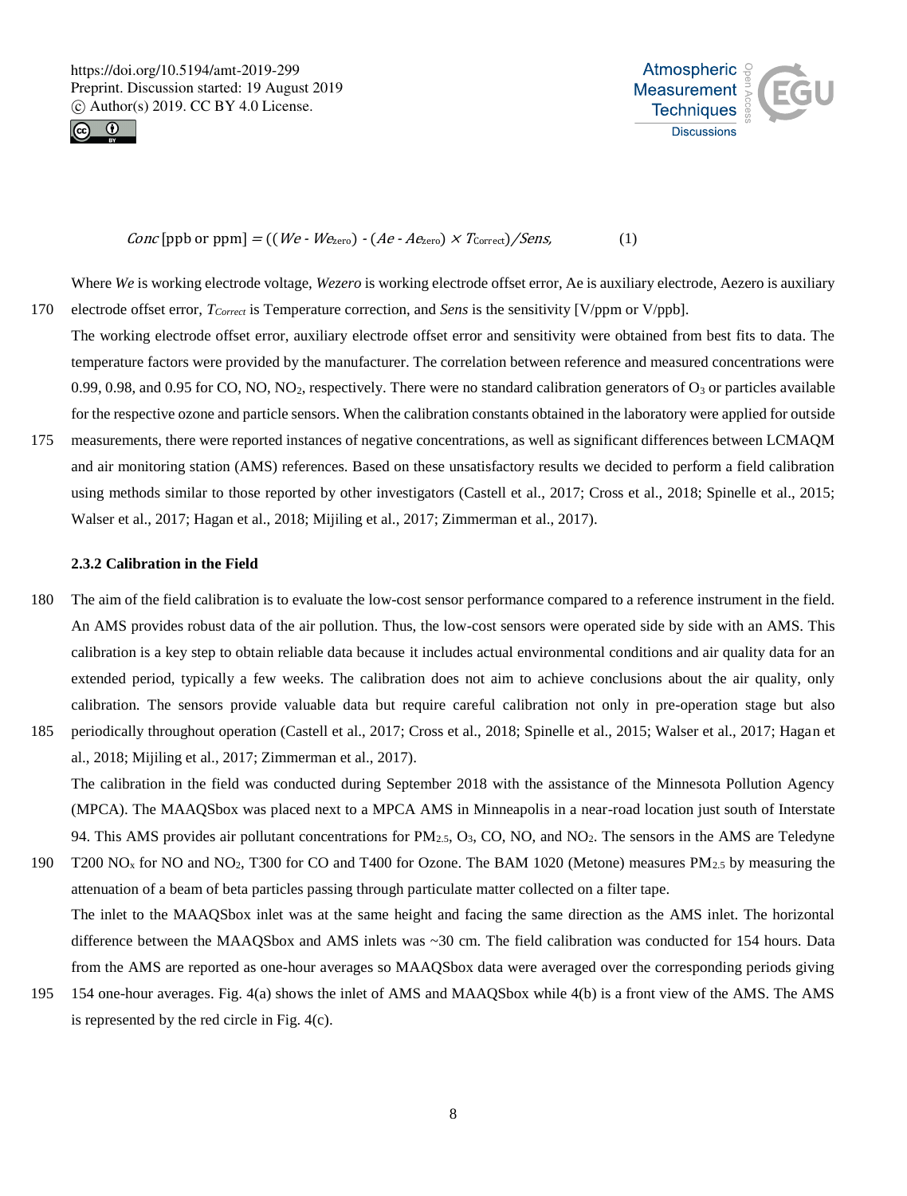$$Conc\,[\text{ppb or ppm}] = ((We - We_{\text{zero}}) - (Ae - Ae_{\text{zero}}) \times T_{\text{Correct}})/Sens, \qquad (1)$$

Where $We$ is working electrode voltage, $Wezero$ is working electrode offset error, Ae is auxiliary electrode, Aezero is auxiliary electrode offset error, $T_{Correct}$ is Temperature correction, and $Sens$ is the sensitivity [V/ppm or V/ppb].

The working electrode offset error, auxiliary electrode offset error and sensitivity were obtained from best fits to data. The temperature factors were provided by the manufacturer. The correlation between reference and measured concentrations were 0.99, 0.98, and 0.95 for CO, NO, $NO_2$, respectively. There were no standard calibration generators of $O_3$ or particles available for the respective ozone and particle sensors. When the calibration constants obtained in the laboratory were applied for outside measurements, there were reported instances of negative concentrations, as well as significant differences between LCMAQM and air monitoring station (AMS) references. Based on these unsatisfactory results we decided to perform a field calibration using methods similar to those reported by other investigators (Castell et al., 2017; Cross et al., 2018; Spinelle et al., 2015; Walser et al., 2017; Hagan et al., 2018; Mijiling et al., 2017; Zimmerman et al., 2017).

### 2.3.2 Calibration in the Field

The aim of the field calibration is to evaluate the low-cost sensor performance compared to a reference instrument in the field. An AMS provides robust data of the air pollution. Thus, the low-cost sensors were operated side by side with an AMS. This calibration is a key step to obtain reliable data because it includes actual environmental conditions and air quality data for an extended period, typically a few weeks. The calibration does not aim to achieve conclusions about the air quality, only calibration. The sensors provide valuable data but require careful calibration not only in pre-operation stage but also periodically throughout operation (Castell et al., 2017; Cross et al., 2018; Spinelle et al., 2015; Walser et al., 2017; Hagan et al., 2018; Mijiling et al., 2017; Zimmerman et al., 2017).

The calibration in the field was conducted during September 2018 with the assistance of the Minnesota Pollution Agency (MPCA). The MAAQSbox was placed next to a MPCA AMS in Minneapolis in a near-road location just south of Interstate 94. This AMS provides air pollutant concentrations for $PM_{2.5}$, $O_3$, CO, NO, and $NO_2$. The sensors in the AMS are Teledyne T200 $NO_x$ for NO and $NO_2$, T300 for CO and T400 for Ozone. The BAM 1020 (Metone) measures $PM_{2.5}$ by measuring the attenuation of a beam of beta particles passing through particulate matter collected on a filter tape.

The inlet to the MAAQSbox inlet was at the same height and facing the same direction as the AMS inlet. The horizontal difference between the MAAQSbox and AMS inlets was ~30 cm. The field calibration was conducted for 154 hours. Data from the AMS are reported as one-hour averages so MAAQSbox data were averaged over the corresponding periods giving 154 one-hour averages. Fig. 4(a) shows the inlet of AMS and MAAQSbox while 4(b) is a front view of the AMS. The AMS is represented by the red circle in Fig. 4(c).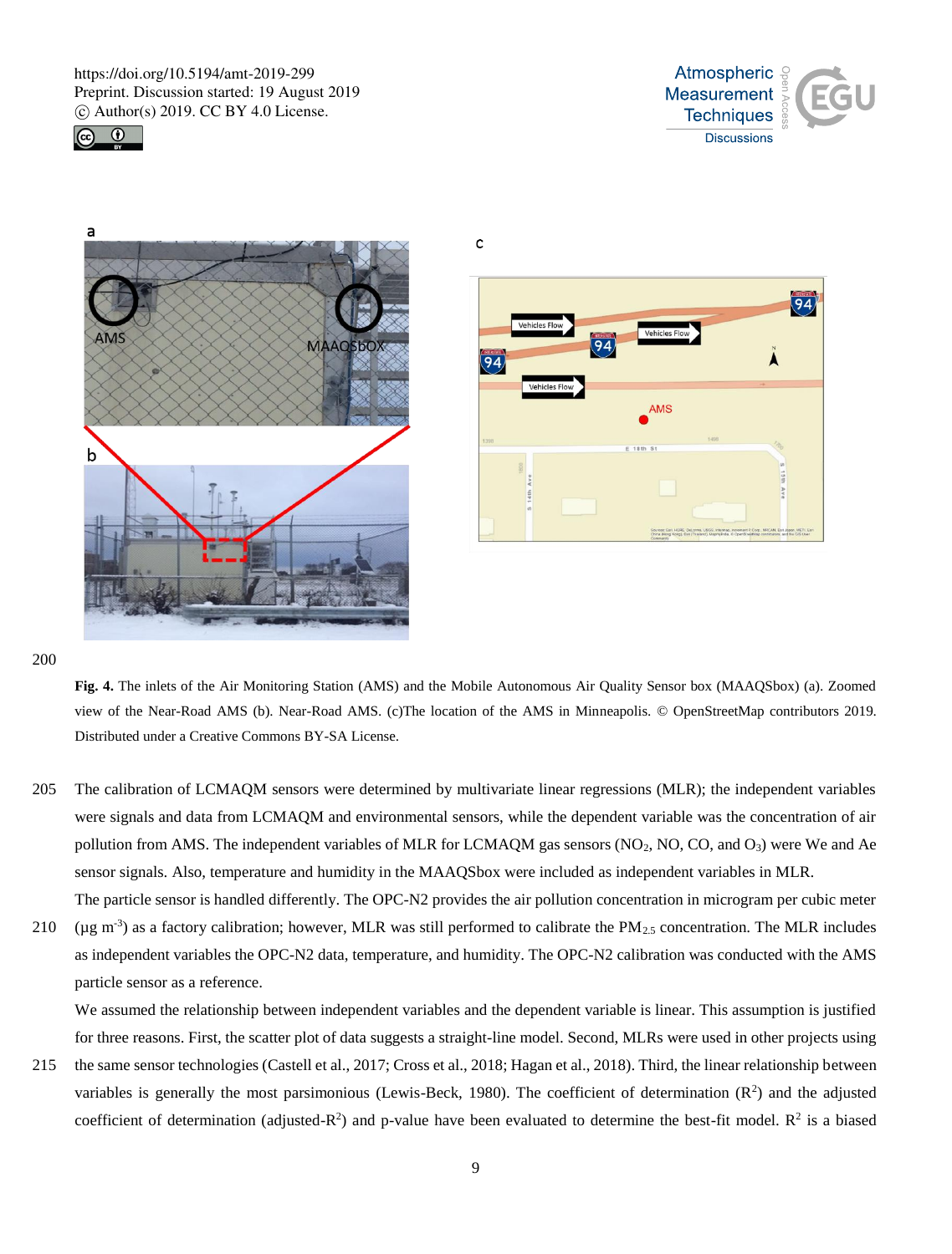**Fig. 4.** The inlets of the Air Monitoring Station (AMS) and the Mobile Autonomous Air Quality Sensor box (MAAQSbox) (a). Zoomed view of the Near-Road AMS (b). Near-Road AMS. (c)The location of the AMS in Minneapolis. © OpenStreetMap contributors 2019. Distributed under a Creative Commons BY-SA License.

The calibration of LCMAQM sensors were determined by multivariate linear regressions (MLR); the independent variables were signals and data from LCMAQM and environmental sensors, while the dependent variable was the concentration of air pollution from AMS. The independent variables of MLR for LCMAQM gas sensors ($NO_2$, NO, CO, and $O_3$) were We and Ae sensor signals. Also, temperature and humidity in the MAAQSbox were included as independent variables in MLR.

The particle sensor is handled differently. The OPC-N2 provides the air pollution concentration in microgram per cubic meter ($\mu g\ m^{-3}$) as a factory calibration; however, MLR was still performed to calibrate the $PM_{2.5}$ concentration. The MLR includes as independent variables the OPC-N2 data, temperature, and humidity. The OPC-N2 calibration was conducted with the AMS particle sensor as a reference.

We assumed the relationship between independent variables and the dependent variable is linear. This assumption is justified for three reasons. First, the scatter plot of data suggests a straight-line model. Second, MLRs were used in other projects using the same sensor technologies (Castell et al., 2017; Cross et al., 2018; Hagan et al., 2018). Third, the linear relationship between variables is generally the most parsimonious (Lewis-Beck, 1980). The coefficient of determination ($R^2$) and the adjusted coefficient of determination (adjusted-$R^2$) and p-value have been evaluated to determine the best-fit model. $R^2$ is a biased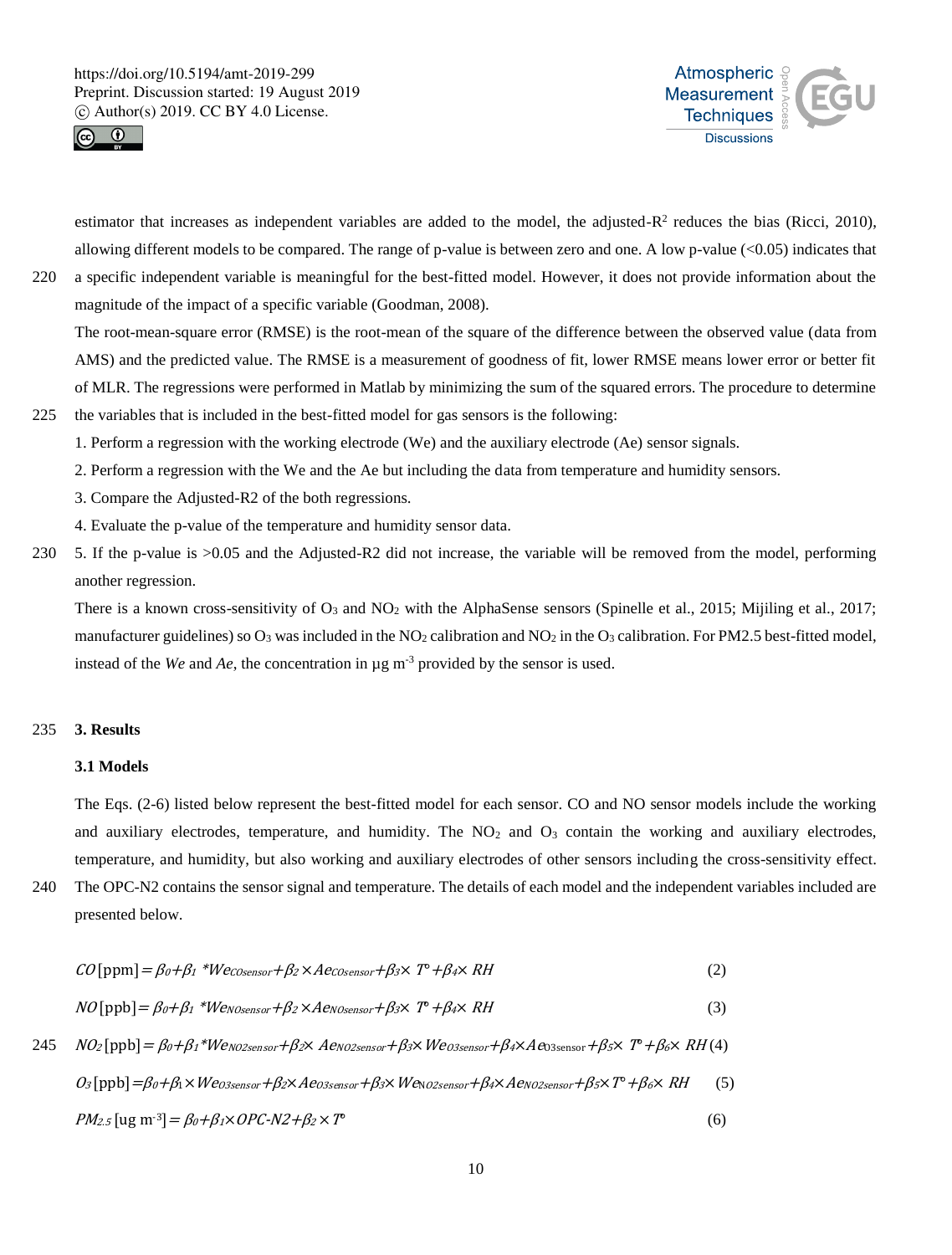estimator that increases as independent variables are added to the model, the adjusted-$R^2$ reduces the bias (Ricci, 2010), allowing different models to be compared. The range of p-value is between zero and one. A low p-value ($<0.05$) indicates that a specific independent variable is meaningful for the best-fitted model. However, it does not provide information about the magnitude of the impact of a specific variable (Goodman, 2008).

The root-mean-square error (RMSE) is the root-mean of the square of the difference between the observed value (data from AMS) and the predicted value. The RMSE is a measurement of goodness of fit, lower RMSE means lower error or better fit of MLR. The regressions were performed in Matlab by minimizing the sum of the squared errors. The procedure to determine the variables that is included in the best-fitted model for gas sensors is the following:

1. Perform a regression with the working electrode (We) and the auxiliary electrode (Ae) sensor signals.
2. Perform a regression with the We and the Ae but including the data from temperature and humidity sensors.
3. Compare the Adjusted-R2 of the both regressions.
4. Evaluate the p-value of the temperature and humidity sensor data.
5. If the p-value is >0.05 and the Adjusted-R2 did not increase, the variable will be removed from the model, performing another regression.

There is a known cross-sensitivity of $O_3$ and $NO_2$ with the AlphaSense sensors (Spinelle et al., 2015; Mijiling et al., 2017; manufacturer guidelines) so $O_3$ was included in the $NO_2$ calibration and $NO_2$ in the $O_3$ calibration. For PM2.5 best-fitted model, instead of the *We* and *Ae*, the concentration in µg $m^{-3}$ provided by the sensor is used.

## 3. Results

### 3.1 Models

The Eqs. (2-6) listed below represent the best-fitted model for each sensor. CO and NO sensor models include the working and auxiliary electrodes, temperature, and humidity. The $NO_2$ and $O_3$ contain the working and auxiliary electrodes, temperature, and humidity, but also working and auxiliary electrodes of other sensors including the cross-sensitivity effect. The OPC-N2 contains the sensor signal and temperature. The details of each model and the independent variables included are presented below.

$$CO\,[\text{ppm}] = \beta_0 + \beta_1 * We_{COsensor} + \beta_2 \times Ae_{COsensor} + \beta_3 \times T^{\circ} + \beta_4 \times RH \quad (2)$$

$$NO\,[\text{ppb}] = \beta_0 + \beta_1 * We_{NOsensor} + \beta_2 \times Ae_{NOsensor} + \beta_3 \times T^{\circ} + \beta_4 \times RH \quad (3)$$

$$NO_2\,[\text{ppb}] = \beta_0 + \beta_1 * We_{NO2sensor} + \beta_2 \times Ae_{NO2sensor} + \beta_3 \times We_{O3sensor} + \beta_4 \times Ae_{O3sensor} + \beta_5 \times T^{\circ} + \beta_6 \times RH \quad (4)$$

$$O_3\,[\text{ppb}] = \beta_0 + \beta_1 \times We_{O3sensor} + \beta_2 \times Ae_{O3sensor} + \beta_3 \times We_{NO2sensor} + \beta_4 \times Ae_{NO2sensor} + \beta_5 \times T^{\circ} + \beta_6 \times RH \quad (5)$$

$$PM_{2.5}\,[\text{ug m}^{-3}] = \beta_0 + \beta_1 \times OPC\text{-}N2 + \beta_2 \times T^{\circ} \quad (6)$$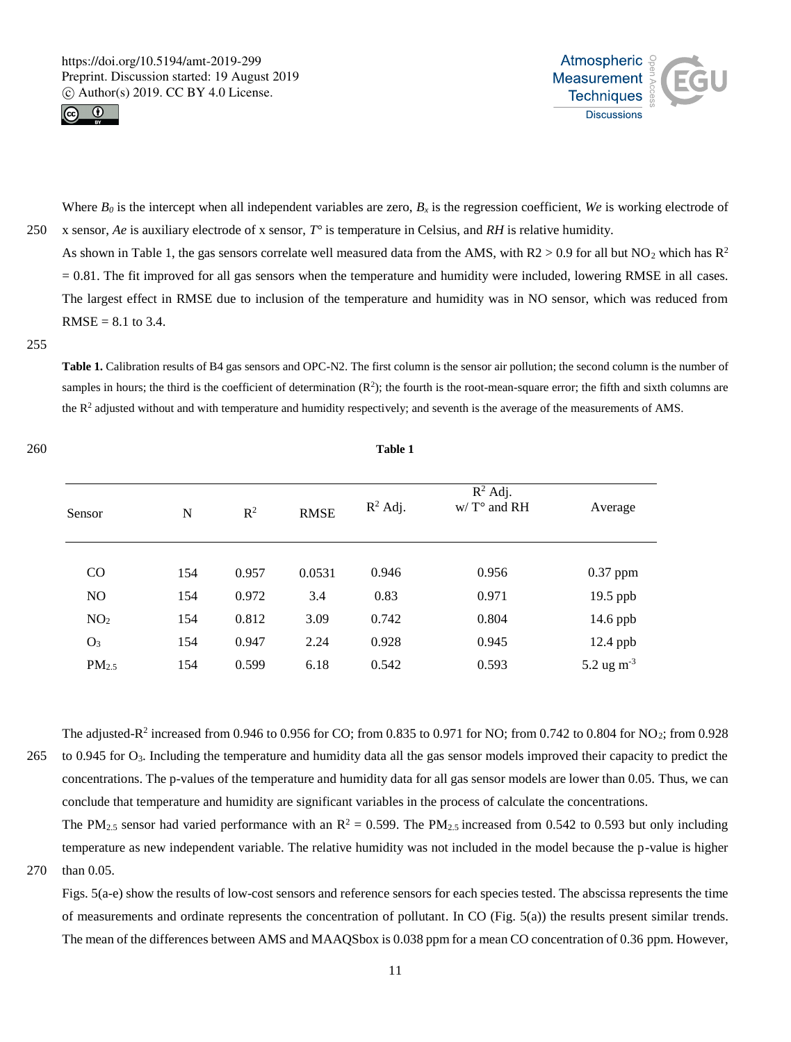Where $B_0$ is the intercept when all independent variables are zero, $B_x$ is the regression coefficient, *We* is working electrode of x sensor, *Ae* is auxiliary electrode of x sensor, $T°$ is temperature in Celsius, and *RH* is relative humidity.

As shown in Table 1, the gas sensors correlate well measured data from the AMS, with R2 > 0.9 for all but $NO_2$ which has $R^2$ = 0.81. The fit improved for all gas sensors when the temperature and humidity were included, lowering RMSE in all cases. The largest effect in RMSE due to inclusion of the temperature and humidity was in NO sensor, which was reduced from RMSE = 8.1 to 3.4.

**Table 1.** Calibration results of B4 gas sensors and OPC-N2. The first column is the sensor air pollution; the second column is the number of samples in hours; the third is the coefficient of determination ($R^2$); the fourth is the root-mean-square error; the fifth and sixth columns are the $R^2$ adjusted without and with temperature and humidity respectively; and seventh is the average of the measurements of AMS.

**Table 1**

| Sensor | N | $R^2$ | RMSE | $R^2$ Adj. | $R^2$ Adj. w/ T° and RH | Average |
|---|---|---|---|---|---|---|
| CO | 154 | 0.957 | 0.0531 | 0.946 | 0.956 | 0.37 ppm |
| NO | 154 | 0.972 | 3.4 | 0.83 | 0.971 | 19.5 ppb |
| $NO_2$ | 154 | 0.812 | 3.09 | 0.742 | 0.804 | 14.6 ppb |
| $O_3$ | 154 | 0.947 | 2.24 | 0.928 | 0.945 | 12.4 ppb |
| $PM_{2.5}$ | 154 | 0.599 | 6.18 | 0.542 | 0.593 | 5.2 ug $m^{-3}$ |

The adjusted-$R^2$ increased from 0.946 to 0.956 for CO; from 0.835 to 0.971 for NO; from 0.742 to 0.804 for $NO_2$; from 0.928 to 0.945 for $O_3$. Including the temperature and humidity data all the gas sensor models improved their capacity to predict the concentrations. The p-values of the temperature and humidity data for all gas sensor models are lower than 0.05. Thus, we can conclude that temperature and humidity are significant variables in the process of calculate the concentrations.

The $PM_{2.5}$ sensor had varied performance with an $R^2$ = 0.599. The $PM_{2.5}$ increased from 0.542 to 0.593 but only including temperature as new independent variable. The relative humidity was not included in the model because the p-value is higher than 0.05.

Figs. 5(a-e) show the results of low-cost sensors and reference sensors for each species tested. The abscissa represents the time of measurements and ordinate represents the concentration of pollutant. In CO (Fig. 5(a)) the results present similar trends. The mean of the differences between AMS and MAAQSbox is 0.038 ppm for a mean CO concentration of 0.36 ppm. However,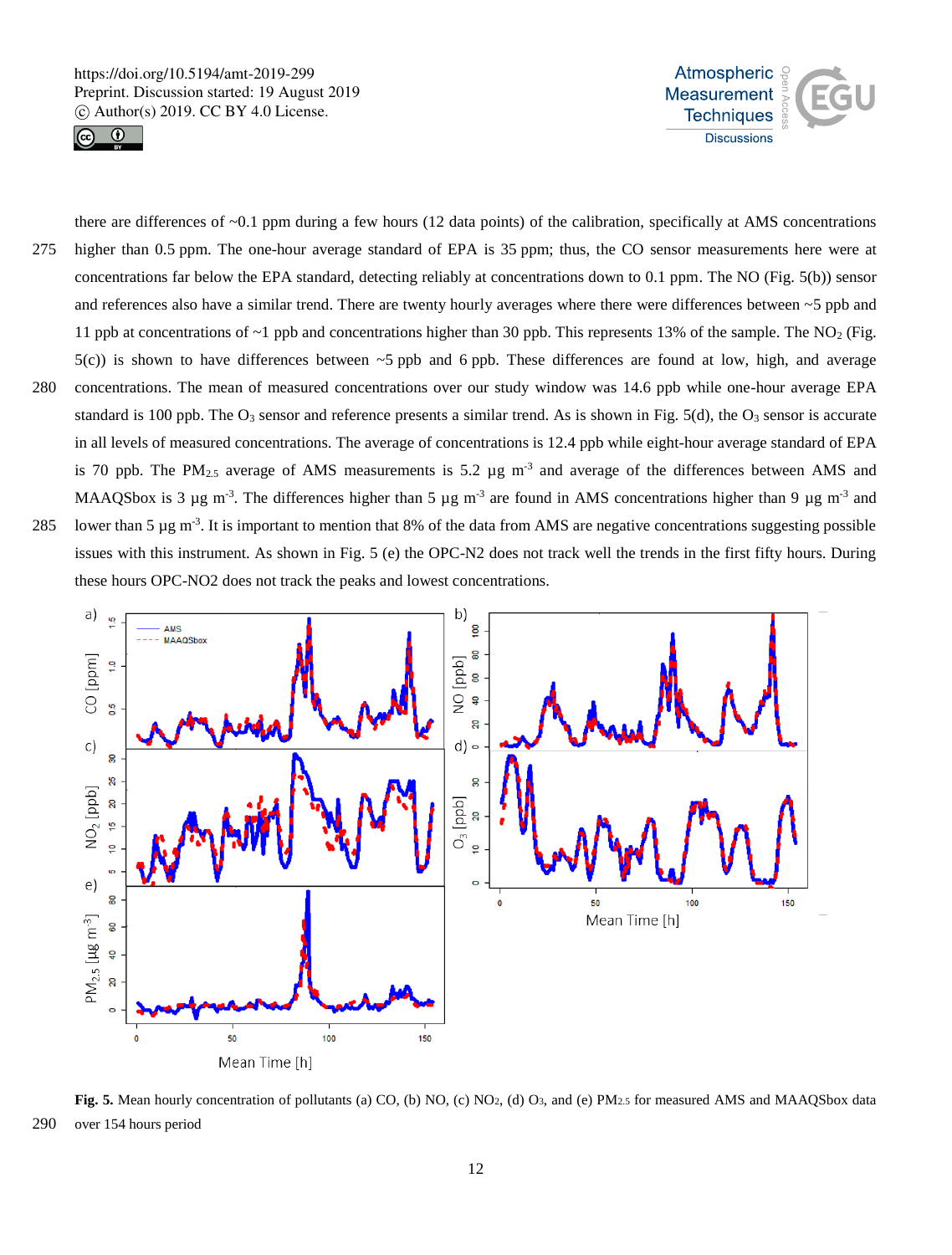there are differences of ~0.1 ppm during a few hours (12 data points) of the calibration, specifically at AMS concentrations higher than 0.5 ppm. The one-hour average standard of EPA is 35 ppm; thus, the CO sensor measurements here were at concentrations far below the EPA standard, detecting reliably at concentrations down to 0.1 ppm. The NO (Fig. 5(b)) sensor and references also have a similar trend. There are twenty hourly averages where there were differences between ~5 ppb and 11 ppb at concentrations of ~1 ppb and concentrations higher than 30 ppb. This represents 13% of the sample. The $NO_2$ (Fig. 5(c)) is shown to have differences between ~5 ppb and 6 ppb. These differences are found at low, high, and average concentrations. The mean of measured concentrations over our study window was 14.6 ppb while one-hour average EPA standard is 100 ppb. The $O_3$ sensor and reference presents a similar trend. As is shown in Fig. 5(d), the $O_3$ sensor is accurate in all levels of measured concentrations. The average of concentrations is 12.4 ppb while eight-hour average standard of EPA is 70 ppb. The $PM_{2.5}$ average of AMS measurements is 5.2 µg $m^{-3}$ and average of the differences between AMS and MAAQSbox is 3 µg $m^{-3}$. The differences higher than 5 µg $m^{-3}$ are found in AMS concentrations higher than 9 µg $m^{-3}$ and lower than 5 µg $m^{-3}$. It is important to mention that 8% of the data from AMS are negative concentrations suggesting possible issues with this instrument. As shown in Fig. 5 (e) the OPC-N2 does not track well the trends in the first fifty hours. During these hours OPC-NO2 does not track the peaks and lowest concentrations.

**Fig. 5.** Mean hourly concentration of pollutants (a) CO, (b) NO, (c) $NO_2$, (d) $O_3$, and (e) $PM_{2.5}$ for measured AMS and MAAQSbox data over 154 hours period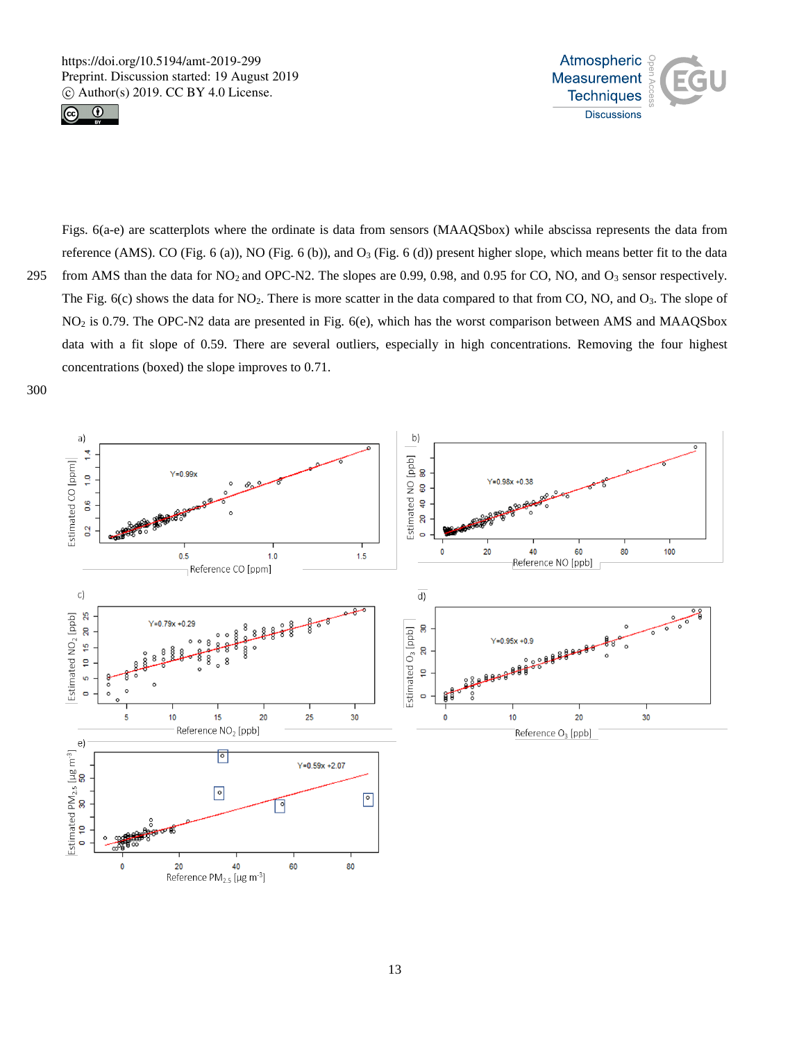Figs. 6(a-e) are scatterplots where the ordinate is data from sensors (MAAQSbox) while abscissa represents the data from reference (AMS). CO (Fig. 6 (a)), NO (Fig. 6 (b)), and $O_3$ (Fig. 6 (d)) present higher slope, which means better fit to the data from AMS than the data for $NO_2$ and OPC-N2. The slopes are 0.99, 0.98, and 0.95 for CO, NO, and $O_3$ sensor respectively. The Fig. 6(c) shows the data for $NO_2$. There is more scatter in the data compared to that from CO, NO, and $O_3$. The slope of $NO_2$ is 0.79. The OPC-N2 data are presented in Fig. 6(e), which has the worst comparison between AMS and MAAQSbox data with a fit slope of 0.59. There are several outliers, especially in high concentrations. Removing the four highest concentrations (boxed) the slope improves to 0.71.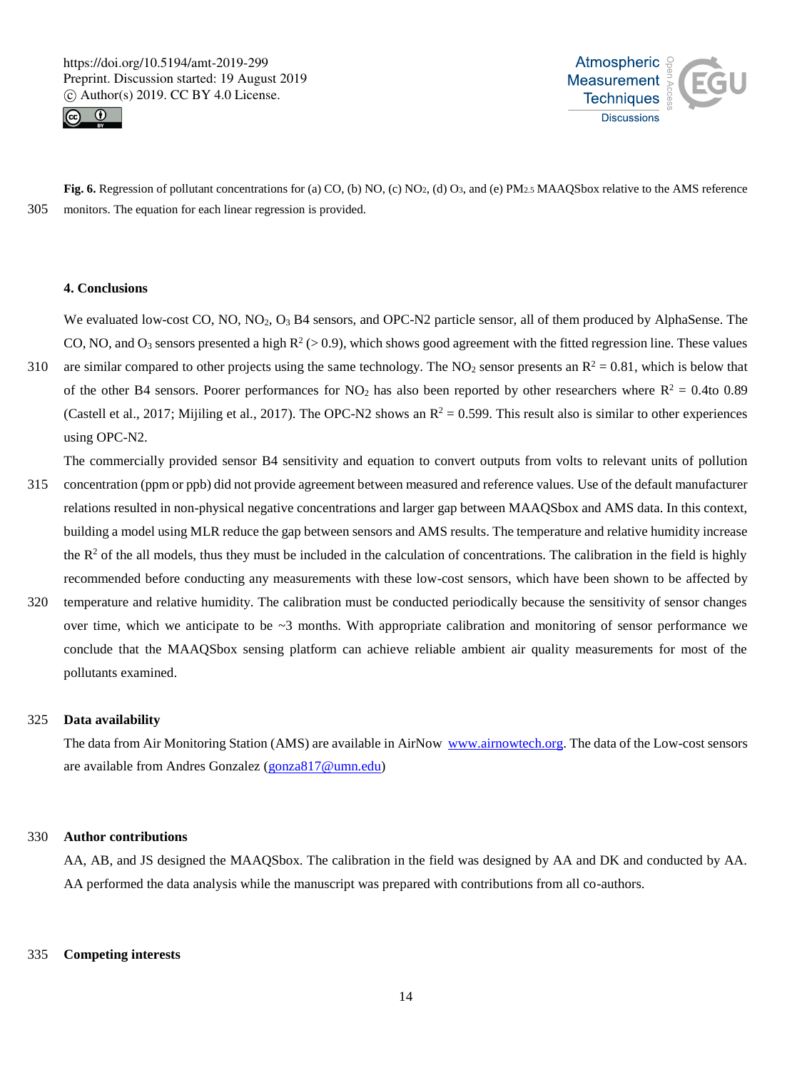**Fig. 6.** Regression of pollutant concentrations for (a) CO, (b) NO, (c) $NO_2$, (d) $O_3$, and (e) $PM_{2.5}$ MAAQSbox relative to the AMS reference monitors. The equation for each linear regression is provided.

## 4. Conclusions

We evaluated low-cost CO, NO, $NO_2$, $O_3$ B4 sensors, and OPC-N2 particle sensor, all of them produced by AlphaSense. The CO, NO, and $O_3$ sensors presented a high $R^2$ (> 0.9), which shows good agreement with the fitted regression line. These values are similar compared to other projects using the same technology. The $NO_2$ sensor presents an $R^2$ = 0.81, which is below that of the other B4 sensors. Poorer performances for $NO_2$ has also been reported by other researchers where $R^2$ = 0.4to 0.89 (Castell et al., 2017; Mijiling et al., 2017). The OPC-N2 shows an $R^2$ = 0.599. This result also is similar to other experiences using OPC-N2.

The commercially provided sensor B4 sensitivity and equation to convert outputs from volts to relevant units of pollution concentration (ppm or ppb) did not provide agreement between measured and reference values. Use of the default manufacturer relations resulted in non-physical negative concentrations and larger gap between MAAQSbox and AMS data. In this context, building a model using MLR reduce the gap between sensors and AMS results. The temperature and relative humidity increase the $R^2$ of the all models, thus they must be included in the calculation of concentrations. The calibration in the field is highly recommended before conducting any measurements with these low-cost sensors, which have been shown to be affected by temperature and relative humidity. The calibration must be conducted periodically because the sensitivity of sensor changes over time, which we anticipate to be ~3 months. With appropriate calibration and monitoring of sensor performance we conclude that the MAAQSbox sensing platform can achieve reliable ambient air quality measurements for most of the pollutants examined.

## Data availability

The data from Air Monitoring Station (AMS) are available in AirNow www.airnowtech.org. The data of the Low-cost sensors are available from Andres Gonzalez (gonza817@umn.edu)

## Author contributions

AA, AB, and JS designed the MAAQSbox. The calibration in the field was designed by AA and DK and conducted by AA. AA performed the data analysis while the manuscript was prepared with contributions from all co-authors.

## Competing interests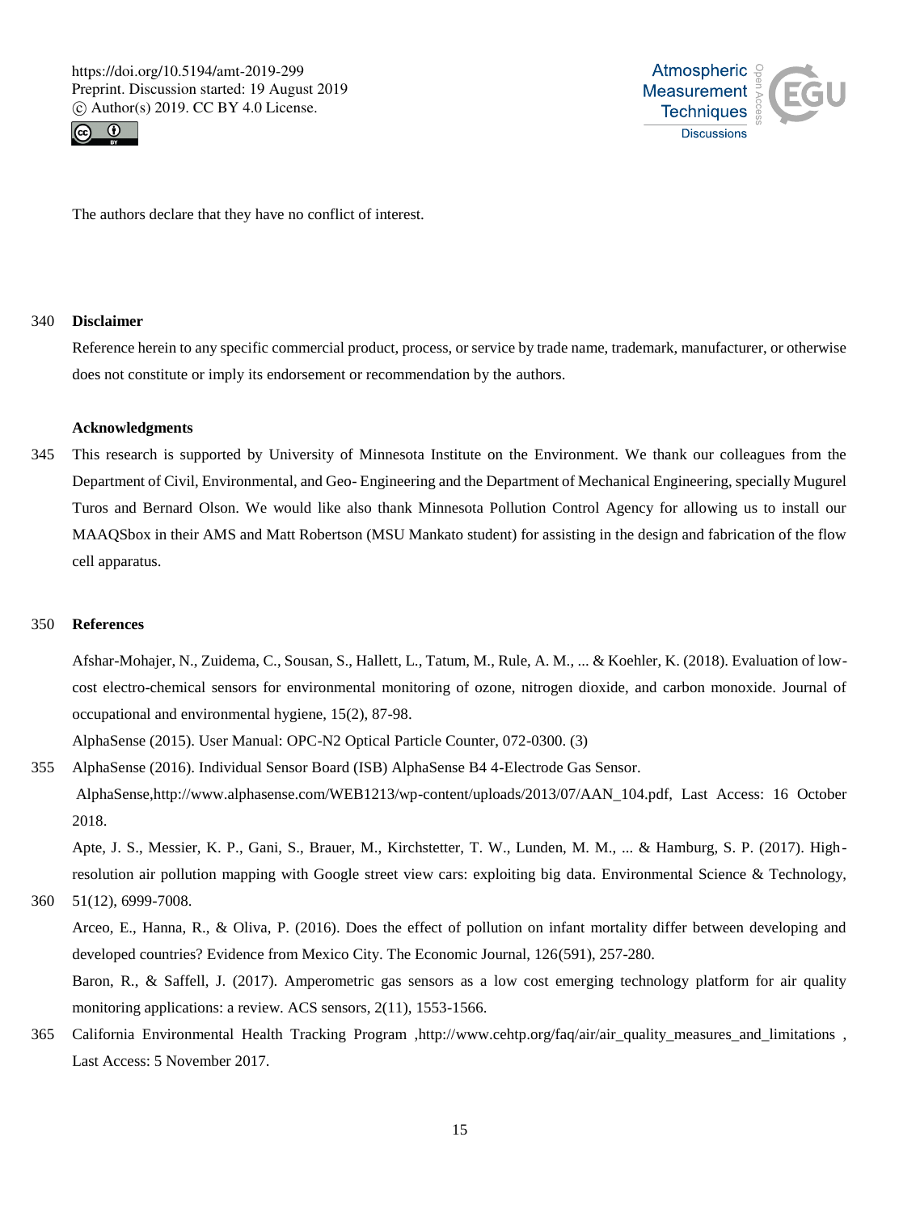The authors declare that they have no conflict of interest.

## Disclaimer

Reference herein to any specific commercial product, process, or service by trade name, trademark, manufacturer, or otherwise does not constitute or imply its endorsement or recommendation by the authors.

## Acknowledgments

This research is supported by University of Minnesota Institute on the Environment. We thank our colleagues from the Department of Civil, Environmental, and Geo- Engineering and the Department of Mechanical Engineering, specially Mugurel Turos and Bernard Olson. We would like also thank Minnesota Pollution Control Agency for allowing us to install our MAAQSbox in their AMS and Matt Robertson (MSU Mankato student) for assisting in the design and fabrication of the flow cell apparatus.

## References

Afshar-Mohajer, N., Zuidema, C., Sousan, S., Hallett, L., Tatum, M., Rule, A. M., ... & Koehler, K. (2018). Evaluation of low-cost electro-chemical sensors for environmental monitoring of ozone, nitrogen dioxide, and carbon monoxide. Journal of occupational and environmental hygiene, 15(2), 87-98.

AlphaSense (2015). User Manual: OPC-N2 Optical Particle Counter, 072-0300. (3)

AlphaSense (2016). Individual Sensor Board (ISB) AlphaSense B4 4-Electrode Gas Sensor. AlphaSense,http://www.alphasense.com/WEB1213/wp-content/uploads/2013/07/AAN_104.pdf, Last Access: 16 October 2018.

Apte, J. S., Messier, K. P., Gani, S., Brauer, M., Kirchstetter, T. W., Lunden, M. M., ... & Hamburg, S. P. (2017). High-resolution air pollution mapping with Google street view cars: exploiting big data. Environmental Science & Technology, 51(12), 6999-7008.

Arceo, E., Hanna, R., & Oliva, P. (2016). Does the effect of pollution on infant mortality differ between developing and developed countries? Evidence from Mexico City. The Economic Journal, 126(591), 257-280.

Baron, R., & Saffell, J. (2017). Amperometric gas sensors as a low cost emerging technology platform for air quality monitoring applications: a review. ACS sensors, 2(11), 1553-1566.

California Environmental Health Tracking Program ,http://www.cehtp.org/faq/air/air_quality_measures_and_limitations , Last Access: 5 November 2017.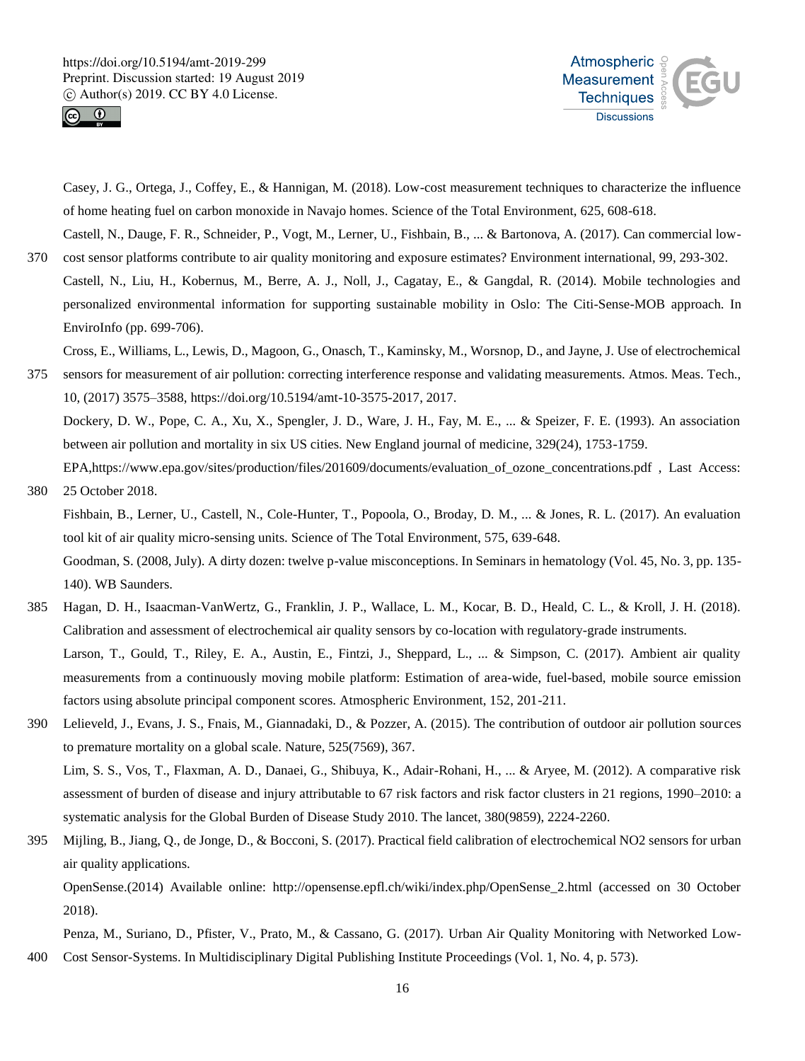Casey, J. G., Ortega, J., Coffey, E., & Hannigan, M. (2018). Low-cost measurement techniques to characterize the influence of home heating fuel on carbon monoxide in Navajo homes. Science of the Total Environment, 625, 608-618.

Castell, N., Dauge, F. R., Schneider, P., Vogt, M., Lerner, U., Fishbain, B., ... & Bartonova, A. (2017). Can commercial low-cost sensor platforms contribute to air quality monitoring and exposure estimates? Environment international, 99, 293-302.

Castell, N., Liu, H., Kobernus, M., Berre, A. J., Noll, J., Cagatay, E., & Gangdal, R. (2014). Mobile technologies and personalized environmental information for supporting sustainable mobility in Oslo: The Citi-Sense-MOB approach. In EnviroInfo (pp. 699-706).

Cross, E., Williams, L., Lewis, D., Magoon, G., Onasch, T., Kaminsky, M., Worsnop, D., and Jayne, J. Use of electrochemical sensors for measurement of air pollution: correcting interference response and validating measurements. Atmos. Meas. Tech., 10, (2017) 3575–3588, https://doi.org/10.5194/amt-10-3575-2017, 2017.

Dockery, D. W., Pope, C. A., Xu, X., Spengler, J. D., Ware, J. H., Fay, M. E., ... & Speizer, F. E. (1993). An association between air pollution and mortality in six US cities. New England journal of medicine, 329(24), 1753-1759.

EPA,https://www.epa.gov/sites/production/files/201609/documents/evaluation_of_ozone_concentrations.pdf , Last Access: 25 October 2018.

Fishbain, B., Lerner, U., Castell, N., Cole-Hunter, T., Popoola, O., Broday, D. M., ... & Jones, R. L. (2017). An evaluation tool kit of air quality micro-sensing units. Science of The Total Environment, 575, 639-648.

Goodman, S. (2008, July). A dirty dozen: twelve p-value misconceptions. In Seminars in hematology (Vol. 45, No. 3, pp. 135-140). WB Saunders.

Hagan, D. H., Isaacman-VanWertz, G., Franklin, J. P., Wallace, L. M., Kocar, B. D., Heald, C. L., & Kroll, J. H. (2018). Calibration and assessment of electrochemical air quality sensors by co-location with regulatory-grade instruments.

Larson, T., Gould, T., Riley, E. A., Austin, E., Fintzi, J., Sheppard, L., ... & Simpson, C. (2017). Ambient air quality measurements from a continuously moving mobile platform: Estimation of area-wide, fuel-based, mobile source emission factors using absolute principal component scores. Atmospheric Environment, 152, 201-211.

Lelieveld, J., Evans, J. S., Fnais, M., Giannadaki, D., & Pozzer, A. (2015). The contribution of outdoor air pollution sources to premature mortality on a global scale. Nature, 525(7569), 367.

Lim, S. S., Vos, T., Flaxman, A. D., Danaei, G., Shibuya, K., Adair-Rohani, H., ... & Aryee, M. (2012). A comparative risk assessment of burden of disease and injury attributable to 67 risk factors and risk factor clusters in 21 regions, 1990–2010: a systematic analysis for the Global Burden of Disease Study 2010. The lancet, 380(9859), 2224-2260.

Mijling, B., Jiang, Q., de Jonge, D., & Bocconi, S. (2017). Practical field calibration of electrochemical NO2 sensors for urban air quality applications.

OpenSense.(2014) Available online: http://opensense.epfl.ch/wiki/index.php/OpenSense_2.html (accessed on 30 October 2018).

Penza, M., Suriano, D., Pfister, V., Prato, M., & Cassano, G. (2017). Urban Air Quality Monitoring with Networked Low-Cost Sensor-Systems. In Multidisciplinary Digital Publishing Institute Proceedings (Vol. 1, No. 4, p. 573).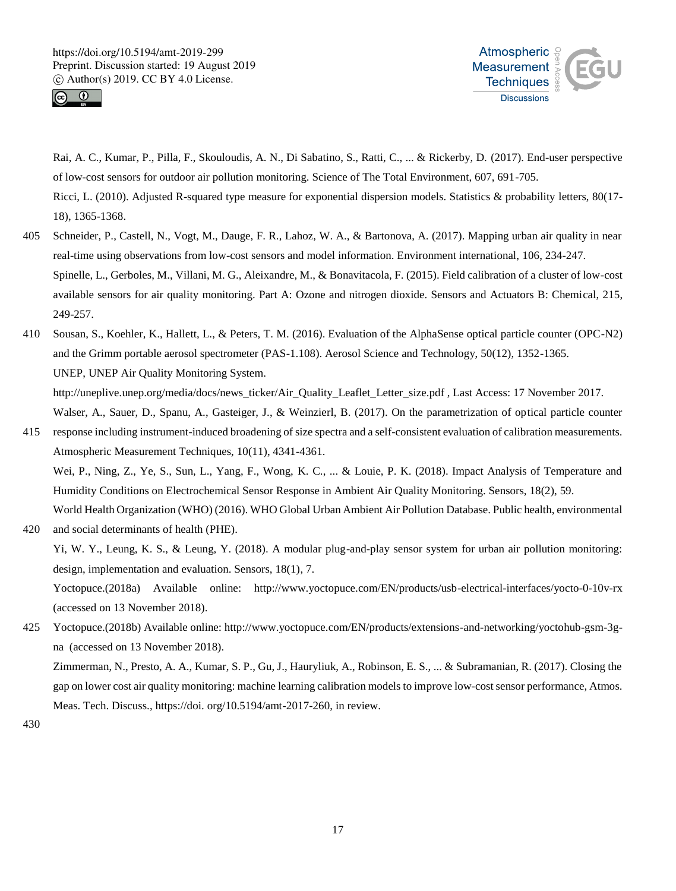Rai, A. C., Kumar, P., Pilla, F., Skouloudis, A. N., Di Sabatino, S., Ratti, C., ... & Rickerby, D. (2017). End-user perspective of low-cost sensors for outdoor air pollution monitoring. Science of The Total Environment, 607, 691-705.

Ricci, L. (2010). Adjusted R-squared type measure for exponential dispersion models. Statistics & probability letters, 80(17-18), 1365-1368.

Schneider, P., Castell, N., Vogt, M., Dauge, F. R., Lahoz, W. A., & Bartonova, A. (2017). Mapping urban air quality in near real-time using observations from low-cost sensors and model information. Environment international, 106, 234-247.

Spinelle, L., Gerboles, M., Villani, M. G., Aleixandre, M., & Bonavitacola, F. (2015). Field calibration of a cluster of low-cost available sensors for air quality monitoring. Part A: Ozone and nitrogen dioxide. Sensors and Actuators B: Chemical, 215, 249-257.

Sousan, S., Koehler, K., Hallett, L., & Peters, T. M. (2016). Evaluation of the AlphaSense optical particle counter (OPC-N2) and the Grimm portable aerosol spectrometer (PAS-1.108). Aerosol Science and Technology, 50(12), 1352-1365.

UNEP, UNEP Air Quality Monitoring System. http://uneplive.unep.org/media/docs/news_ticker/Air_Quality_Leaflet_Letter_size.pdf , Last Access: 17 November 2017.

Walser, A., Sauer, D., Spanu, A., Gasteiger, J., & Weinzierl, B. (2017). On the parametrization of optical particle counter response including instrument-induced broadening of size spectra and a self-consistent evaluation of calibration measurements. Atmospheric Measurement Techniques, 10(11), 4341-4361.

Wei, P., Ning, Z., Ye, S., Sun, L., Yang, F., Wong, K. C., ... & Louie, P. K. (2018). Impact Analysis of Temperature and Humidity Conditions on Electrochemical Sensor Response in Ambient Air Quality Monitoring. Sensors, 18(2), 59.

World Health Organization (WHO) (2016). WHO Global Urban Ambient Air Pollution Database. Public health, environmental and social determinants of health (PHE).

Yi, W. Y., Leung, K. S., & Leung, Y. (2018). A modular plug-and-play sensor system for urban air pollution monitoring: design, implementation and evaluation. Sensors, 18(1), 7.

Yoctopuce.(2018a) Available online: http://www.yoctopuce.com/EN/products/usb-electrical-interfaces/yocto-0-10v-rx (accessed on 13 November 2018).

Yoctopuce.(2018b) Available online: http://www.yoctopuce.com/EN/products/extensions-and-networking/yoctohub-gsm-3g-na (accessed on 13 November 2018).

Zimmerman, N., Presto, A. A., Kumar, S. P., Gu, J., Hauryliuk, A., Robinson, E. S., ... & Subramanian, R. (2017). Closing the gap on lower cost air quality monitoring: machine learning calibration models to improve low-cost sensor performance, Atmos. Meas. Tech. Discuss., https://doi. org/10.5194/amt-2017-260, in review.